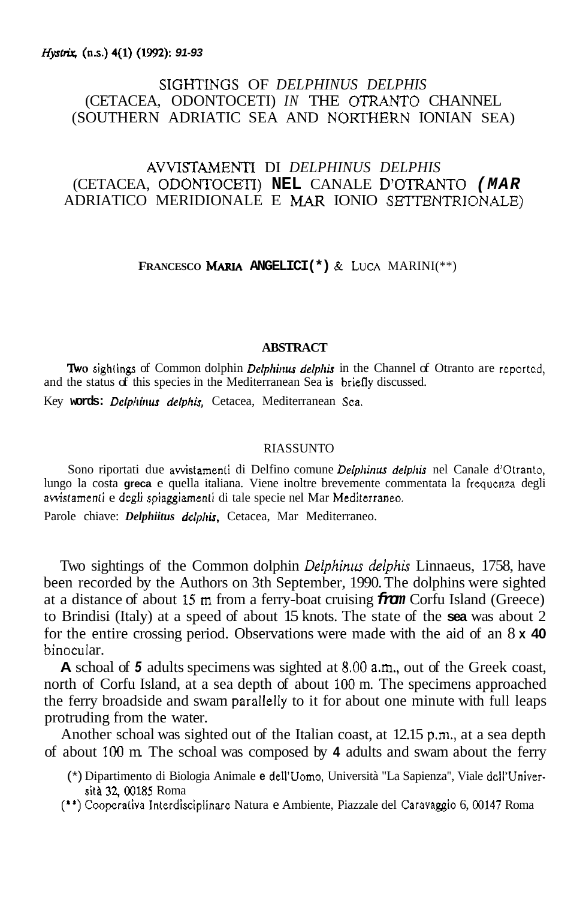# SIGHTINGS OF *DELPHINUS DELPHIS* (CETACEA, ODONTOCETI) *IN* THE OTRANTO CHANNEL (SOUTHERN ADRIATIC SEA AND NORTHERN IONIAN SEA)

# AVVISTAMENTI DI *DELPHINUS DELPHIS* (CETACEA, ODONTOCETI) NEL CANALE D'OTRANTO (MAR ADRIATICO MERIDIONALE E MAR IONIO SETTENTRIONALE)

**FRANCESCO MARIA ANGELICI(\*) & LUCA MARINI(\*\*)**

## ABSTRACT

Two sightings of Common dolphin *Delphinus delphis* in the Channel of Otranto are reported, and the status of this species in the Mediterranean Sea is briefly discussed.

Key **words:** *Delphinus delphis,* Cetacea, Mediterranean Sea.

## RIASSUNTO

Sono riportati due avvistamenti di Delfino comune *Delphinus delphis* nel Canale d'Otranto, lungo la costa greca e quella italiana. Viene inoltre brevemente commentata la frequenza degli avvistamenti e degli spiaggiamenti di tale specie nel Mar Mediterraneo.

Parole chiave: *Delphiitus delphis*, Cetacea, Mar Mediterraneo.

Two sightings of the Common dolphin *Delphinus delphis* Linnaeus, 1758, have been recorded by the Authors on 3th September, 1990. The dolphins were sighted at a distance of about 15 m from a ferry-boat cruising from Corfu Island (Greece) to Brindisi (Italy) at a speed of about 15 knots. The state of the sea was about 2 for the entire crossing period. Observations were made with the aid of an 8 x 40 binocular.

A schoal of 5 adults specimens was sighted at 8.00 a.m., out of the Greek coast, north of Corfu Island, at a sea depth of about 100 m. The specimens approached the ferry broadside and swam parallelly to it for about one minute with full leaps protruding from the water.

Another schoal was sighted out of the Italian coast, at 12.15 p.m., at a sea depth of about 100 m. The schoal was composed by 4 adults and swam about the ferry

(\*) Dipartimento di Biologia Animale e dell'Uomo, Università "La Sapienza", Viale dell'Università 32, 00185 Roma

(\*\*) Cooperativa Interdisciplinare Natura e Ambiente, Piazzale del Caravaggio 6, 00147 Roma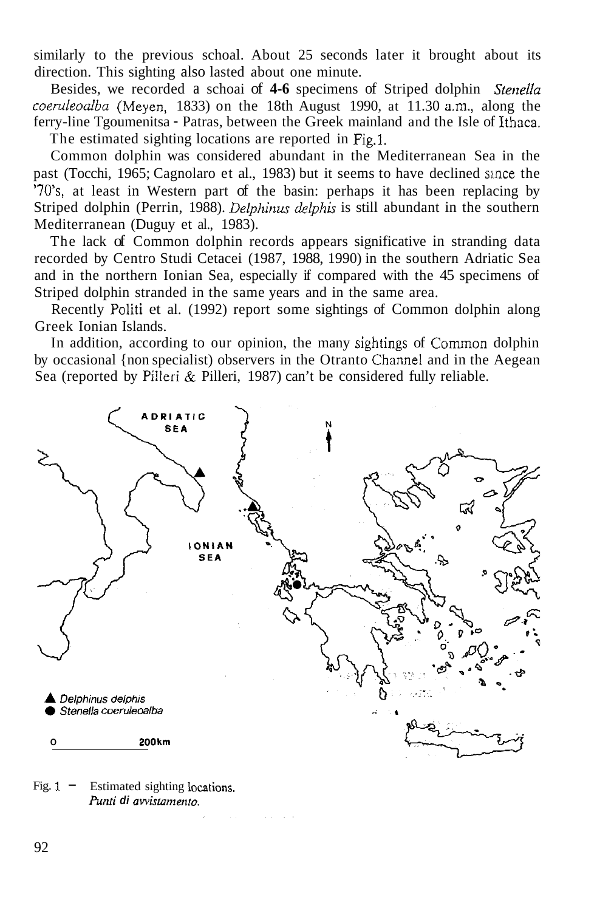similarly to the previous schoal. About 25 seconds later it brought about its direction. This sighting also lasted about one minute.

Besides, we recorded a schoai of **4-6** specimens of Striped dolphin *Stenella coeruleoalba* (Meyen, 1833) on the 18th August 1990, at 11.30 a.m., along the ferry-line Tgoumenitsa - Patras, between the Greek mainland and the Isle of Ithaca.

The estimated sighting locations are reported in Fig.1.

Common dolphin was considered abundant in the Mediterranean Sea in the past (Tocchi, 1965; Cagnolaro et al., 1983) but it seems to have declined since the '70's, at least in Western part of the basin: perhaps it has been replacing by Striped dolphin (Perrin, 1988). *Delphinus delphis* is still abundant in the southern Mediterranean (Duguy et al., 1983).

The lack of Common dolphin records appears significative in stranding data recorded by Centro Studi Cetacei (1987, 1988, 1990) in the southern Adriatic Sea and in the northern Ionian Sea, especially if compared with the 45 specimens of Striped dolphin stranded in the same years and in the same area.

Recently Politi et al. (1992) report some sightings of Common dolphin along Greek Ionian Islands.

In addition, according to our opinion, the many sightings of Common dolphin by occasional (non specialist) observers in the Otranto Channel and in the Aegean Sea (reported by Pilleri & Pilleri, 1987) can't be considered fully reliable.

ADRIATIC SEA

IONIAN SEA

▲ *Delphinus delphis*
● *Stenella coeruleoalba*

0 200km

Fig. 1 – Estimated sighting locations.
*Punti di avvistamento.*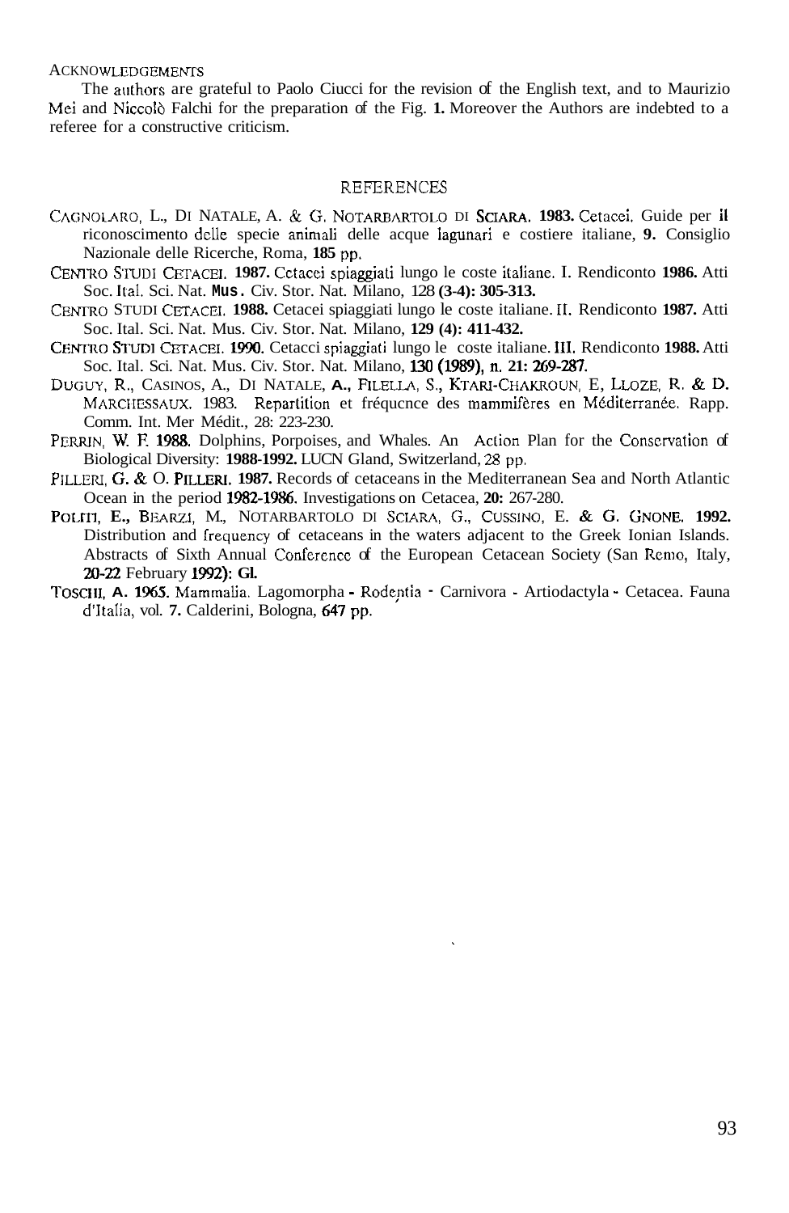ACKNOWLEDGEMENTS

The authors are grateful to Paolo Ciucci for the revision of the English text, and to Maurizio Mei and Niccolò Falchi for the preparation of the Fig. **1.** Moreover the Authors are indebted to a referee for a constructive criticism.

## REFERENCES

CAGNOLARO, L., DI NATALE, A. & G. NOTARBARTOLO DI SCIARA. **1983.** Cetacei. Guide per il riconoscimento delle specie animali delle acque lagunari e costiere italiane, **9.** Consiglio Nazionale delle Ricerche, Roma, **185** pp.

CENTRO STUDI CETACEI. **1987.** Cetacei spiaggiati lungo le coste italiane. I. Rendiconto **1986.** Atti Soc. Ital. Sci. Nat. **Mus.** Civ. Stor. Nat. Milano, 128 **(3-4): 305-313.**

CENTRO STUDI CETACEI. **1988.** Cetacei spiaggiati lungo le coste italiane. II. Rendiconto **1987.** Atti Soc. Ital. Sci. Nat. Mus. Civ. Stor. Nat. Milano, **129 (4): 411-432.**

CENTRO STUDI CETACEI. **1990.** Cetacei spiaggiati lungo le coste italiane. III. Rendiconto **1988.** Atti Soc. Ital. Sci. Nat. Mus. Civ. Stor. Nat. Milano, **130 (1989), n. 21: 269-287.**

DUGUY, R., CASINOS, A., DI NATALE, **A.,** FILELLA, S., KTARI-CHAKROUN, E, LLOZE, R. & D. MARCHESSAUX. 1983. Repartition et fréquence des mammifères en Méditerranée. Rapp. Comm. Int. Mer Médit., 28: 223-230.

PERRIN, W. F. **1988**. Dolphins, Porpoises, and Whales. An Action Plan for the Conservation of Biological Diversity: **1988-1992.** IUCN Gland, Switzerland, 28 pp.

PILLERI, G. & O. PILLERI. **1987.** Records of cetaceans in the Mediterranean Sea and North Atlantic Ocean in the period **1982-1986.** Investigations on Cetacea, **20:** 267-280.

POLITI, **E.,** BEARZI, M., NOTARBARTOLO DI SCIARA, G., CUSSINO, E. & G. GNONE. **1992.** Distribution and frequency of cetaceans in the waters adjacent to the Greek Ionian Islands. Abstracts of Sixth Annual Conference of the European Cetacean Society (San Remo, Italy, **20-22** February **1992): Gl.**

TOSCHI, **A. 1965.** Mammalia. Lagomorpha - Rodentia - Carnivora - Artiodactyla - Cetacea. Fauna d'Italia, vol. **7.** Calderini, Bologna, **647** pp.